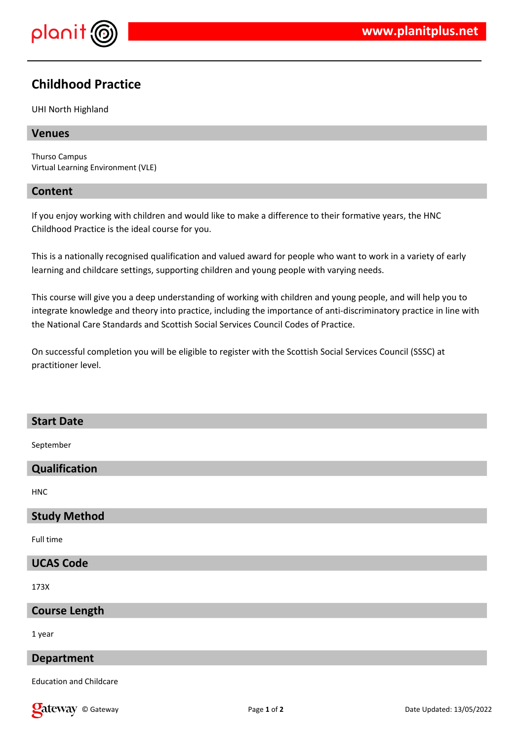# Childhood Practice

UHI North Highland

## Venues

Thurso Campus
Virtual Learning Environment (VLE)

## Content

If you enjoy working with children and would like to make a difference to their formative years, the HNC Childhood Practice is the ideal course for you.

This is a nationally recognised qualification and valued award for people who want to work in a variety of early learning and childcare settings, supporting children and young people with varying needs.

This course will give you a deep understanding of working with children and young people, and will help you to integrate knowledge and theory into practice, including the importance of anti-discriminatory practice in line with the National Care Standards and Scottish Social Services Council Codes of Practice.

On successful completion you will be eligible to register with the Scottish Social Services Council (SSSC) at practitioner level.

## Start Date

September

## Qualification

HNC

## Study Method

Full time

## UCAS Code

173X

## Course Length

1 year

## Department

Education and Childcare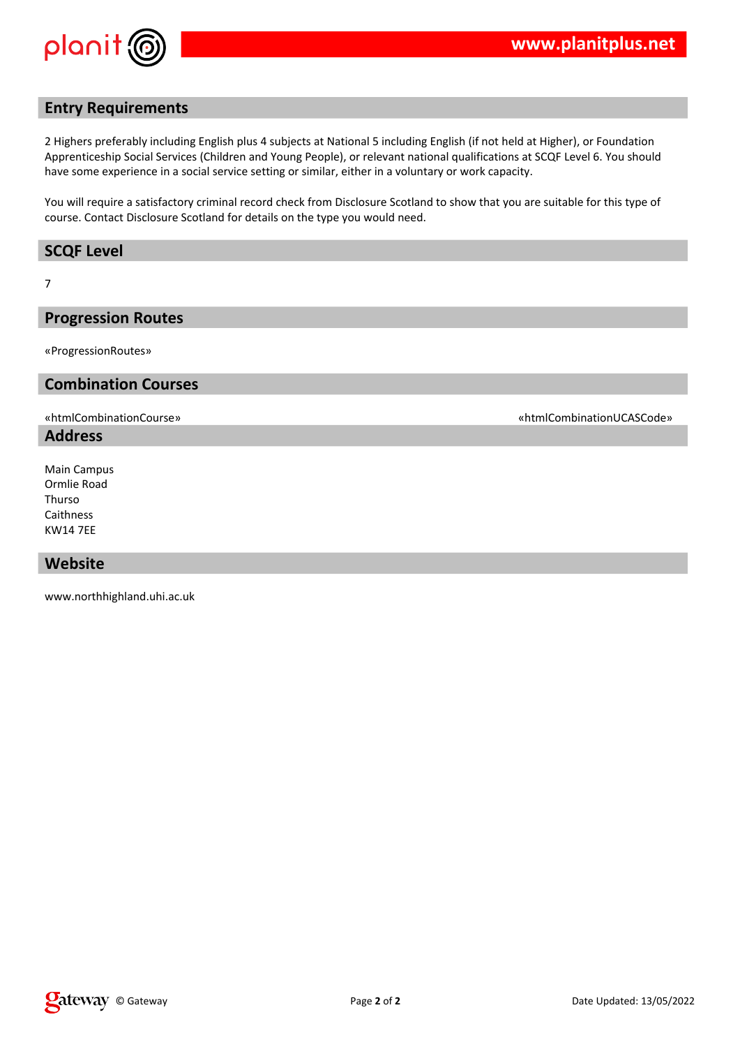## Entry Requirements

2 Highers preferably including English plus 4 subjects at National 5 including English (if not held at Higher), or Foundation Apprenticeship Social Services (Children and Young People), or relevant national qualifications at SCQF Level 6. You should have some experience in a social service setting or similar, either in a voluntary or work capacity.

You will require a satisfactory criminal record check from Disclosure Scotland to show that you are suitable for this type of course. Contact Disclosure Scotland for details on the type you would need.

## SCQF Level

7

## Progression Routes

«ProgressionRoutes»

## Combination Courses

«htmlCombinationCourse» «htmlCombinationUCASCode»

## Address

Main Campus
Ormlie Road
Thurso
Caithness
KW14 7EE

## Website

www.northhighland.uhi.ac.uk